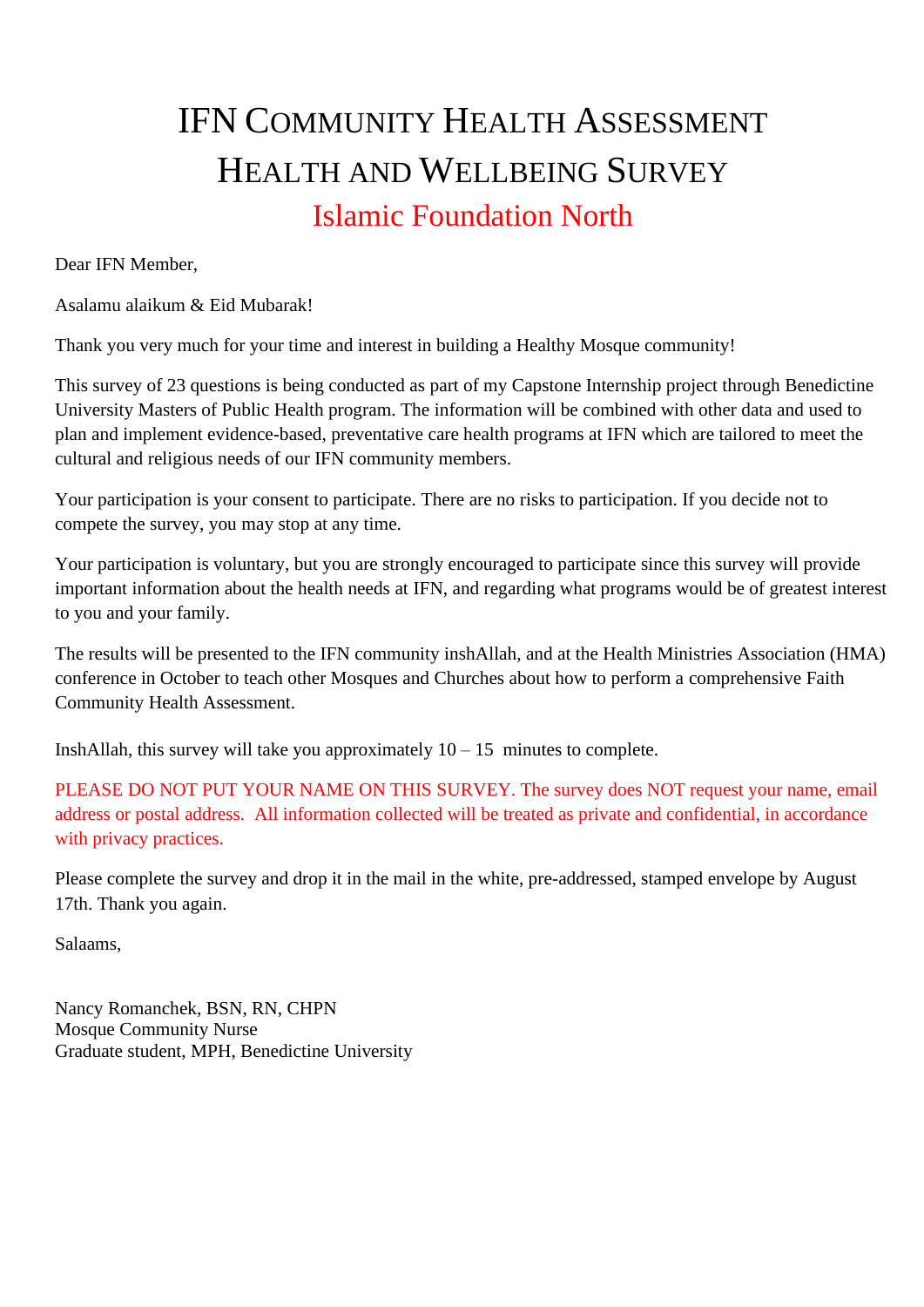# IFN Community Health Assessment

# Health and Wellbeing Survey

## Islamic Foundation North

Dear IFN Member,

Asalamu alaikum & Eid Mubarak!

Thank you very much for your time and interest in building a Healthy Mosque community!

This survey of 23 questions is being conducted as part of my Capstone Internship project through Benedictine University Masters of Public Health program. The information will be combined with other data and used to plan and implement evidence-based, preventative care health programs at IFN which are tailored to meet the cultural and religious needs of our IFN community members.

Your participation is your consent to participate. There are no risks to participation. If you decide not to compete the survey, you may stop at any time.

Your participation is voluntary, but you are strongly encouraged to participate since this survey will provide important information about the health needs at IFN, and regarding what programs would be of greatest interest to you and your family.

The results will be presented to the IFN community inshAllah, and at the Health Ministries Association (HMA) conference in October to teach other Mosques and Churches about how to perform a comprehensive Faith Community Health Assessment.

InshAllah, this survey will take you approximately 10 – 15 minutes to complete.

PLEASE DO NOT PUT YOUR NAME ON THIS SURVEY. The survey does NOT request your name, email address or postal address. All information collected will be treated as private and confidential, in accordance with privacy practices.

Please complete the survey and drop it in the mail in the white, pre-addressed, stamped envelope by August 17th. Thank you again.

Salaams,

Nancy Romanchek, BSN, RN, CHPN
Mosque Community Nurse
Graduate student, MPH, Benedictine University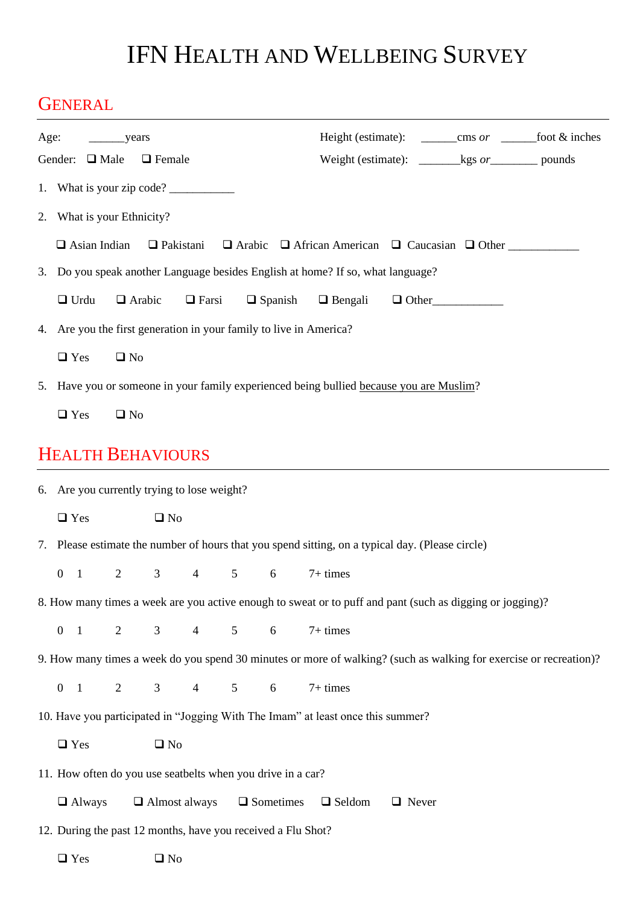# IFN Health and Wellbeing Survey

## General

Age: ______years

Gender: ❑ Male ❑ Female

Height (estimate): ______cms *or* ______foot & inches

Weight (estimate): _______kgs *or*________ pounds

1. What is your zip code? ___________

2. What is your Ethnicity?

   ❑ Asian Indian ❑ Pakistani ❑ Arabic ❑ African American ❑ Caucasian ❑ Other ____________

3. Do you speak another Language besides English at home? If so, what language?

   ❑ Urdu ❑ Arabic ❑ Farsi ❑ Spanish ❑ Bengali ❑ Other____________

4. Are you the first generation in your family to live in America?

   ❑ Yes ❑ No

5. Have you or someone in your family experienced being bullied <u>because you are Muslim</u>?

   ❑ Yes ❑ No

## Health Behaviours

6. Are you currently trying to lose weight?

   ❑ Yes ❑ No

7. Please estimate the number of hours that you spend sitting, on a typical day. (Please circle)

   0 1 2 3 4 5 6 7+ times

8. How many times a week are you active enough to sweat or to puff and pant (such as digging or jogging)?

   0 1 2 3 4 5 6 7+ times

9. How many times a week do you spend 30 minutes or more of walking? (such as walking for exercise or recreation)?

   0 1 2 3 4 5 6 7+ times

10. Have you participated in "Jogging With The Imam" at least once this summer?

    ❑ Yes ❑ No

11. How often do you use seatbelts when you drive in a car?

    ❑ Always ❑ Almost always ❑ Sometimes ❑ Seldom ❑ Never

12. During the past 12 months, have you received a Flu Shot?

    ❑ Yes ❑ No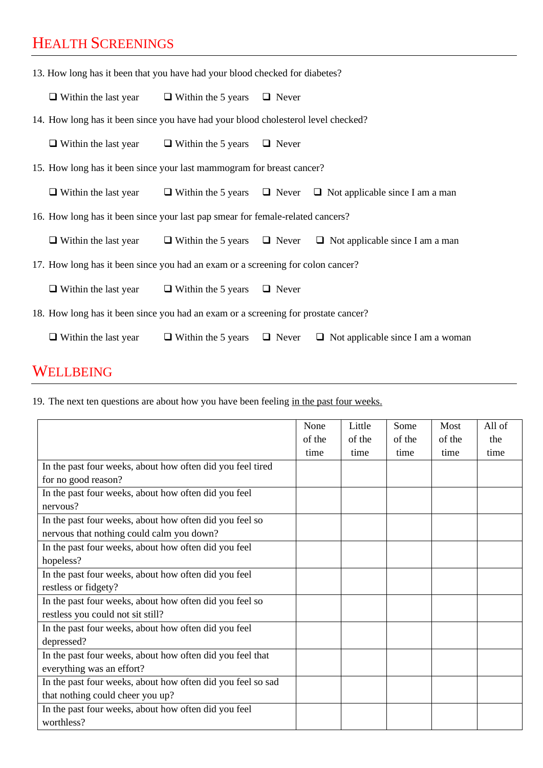## Health Screenings

13. How long has it been that you have had your blood checked for diabetes?

❑ Within the last year ❑ Within the 5 years ❑ Never

14. How long has it been since you have had your blood cholesterol level checked?

❑ Within the last year ❑ Within the 5 years ❑ Never

15. How long has it been since your last mammogram for breast cancer?

❑ Within the last year ❑ Within the 5 years ❑ Never ❑ Not applicable since I am a man

16. How long has it been since your last pap smear for female-related cancers?

❑ Within the last year ❑ Within the 5 years ❑ Never ❑ Not applicable since I am a man

17. How long has it been since you had an exam or a screening for colon cancer?

❑ Within the last year ❑ Within the 5 years ❑ Never

18. How long has it been since you had an exam or a screening for prostate cancer?

❑ Within the last year ❑ Within the 5 years ❑ Never ❑ Not applicable since I am a woman

## Wellbeing

19. The next ten questions are about how you have been feeling in the past four weeks.

| | None of the time | Little of the time | Some of the time | Most of the time | All of the time |
|---|---|---|---|---|---|
| In the past four weeks, about how often did you feel tired for no good reason? | | | | | |
| In the past four weeks, about how often did you feel nervous? | | | | | |
| In the past four weeks, about how often did you feel so nervous that nothing could calm you down? | | | | | |
| In the past four weeks, about how often did you feel hopeless? | | | | | |
| In the past four weeks, about how often did you feel restless or fidgety? | | | | | |
| In the past four weeks, about how often did you feel so restless you could not sit still? | | | | | |
| In the past four weeks, about how often did you feel depressed? | | | | | |
| In the past four weeks, about how often did you feel that everything was an effort? | | | | | |
| In the past four weeks, about how often did you feel so sad that nothing could cheer you up? | | | | | |
| In the past four weeks, about how often did you feel worthless? | | | | | |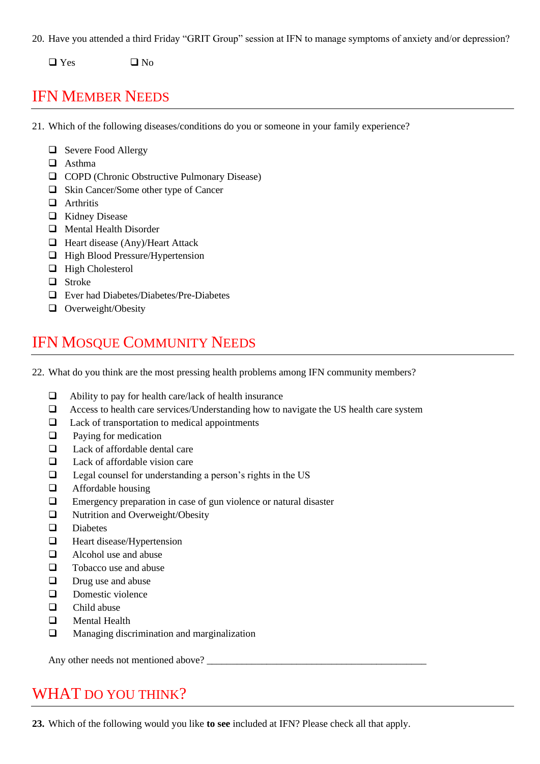20. Have you attended a third Friday "GRIT Group" session at IFN to manage symptoms of anxiety and/or depression?

  ❑ Yes ❑ No

## IFN Member Needs

21. Which of the following diseases/conditions do you or someone in your family experience?

- ❑ Severe Food Allergy
- ❑ Asthma
- ❑ COPD (Chronic Obstructive Pulmonary Disease)
- ❑ Skin Cancer/Some other type of Cancer
- ❑ Arthritis
- ❑ Kidney Disease
- ❑ Mental Health Disorder
- ❑ Heart disease (Any)/Heart Attack
- ❑ High Blood Pressure/Hypertension
- ❑ High Cholesterol
- ❑ Stroke
- ❑ Ever had Diabetes/Diabetes/Pre-Diabetes
- ❑ Overweight/Obesity

## IFN Mosque Community Needs

22. What do you think are the most pressing health problems among IFN community members?

- ❑ Ability to pay for health care/lack of health insurance
- ❑ Access to health care services/Understanding how to navigate the US health care system
- ❑ Lack of transportation to medical appointments
- ❑ Paying for medication
- ❑ Lack of affordable dental care
- ❑ Lack of affordable vision care
- ❑ Legal counsel for understanding a person's rights in the US
- ❑ Affordable housing
- ❑ Emergency preparation in case of gun violence or natural disaster
- ❑ Nutrition and Overweight/Obesity
- ❑ Diabetes
- ❑ Heart disease/Hypertension
- ❑ Alcohol use and abuse
- ❑ Tobacco use and abuse
- ❑ Drug use and abuse
- ❑ Domestic violence
- ❑ Child abuse
- ❑ Mental Health
- ❑ Managing discrimination and marginalization

Any other needs not mentioned above? ____________________________________________

## What do you think?

**23.** Which of the following would you like **to see** included at IFN? Please check all that apply.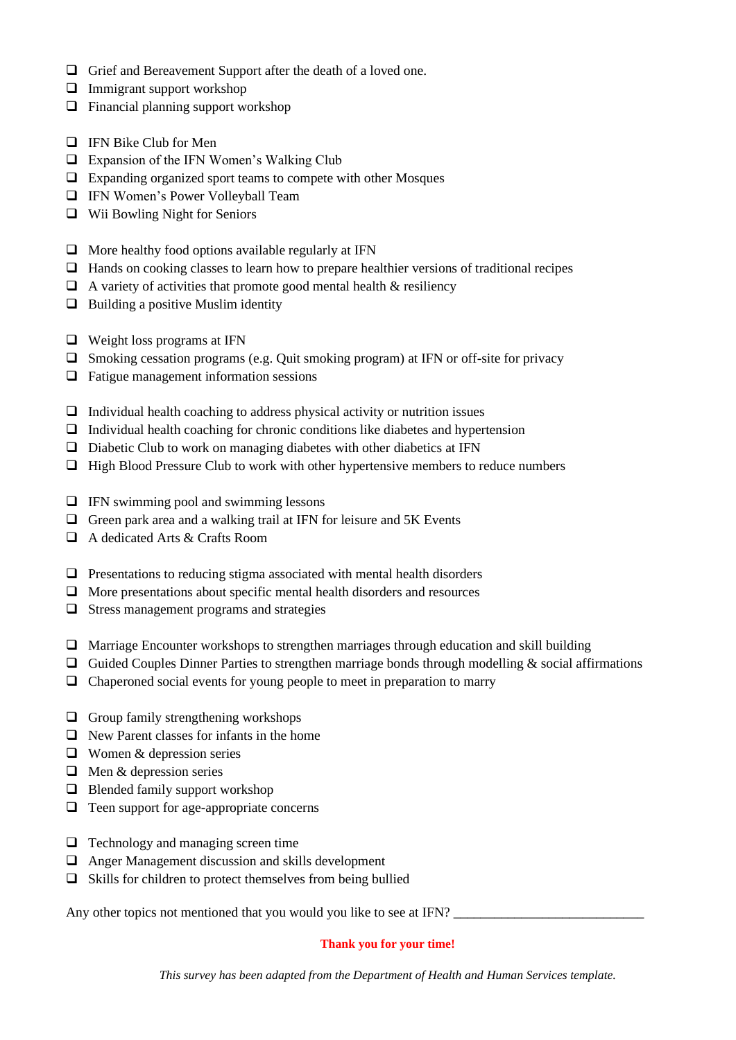- ❑ Grief and Bereavement Support after the death of a loved one.
- ❑ Immigrant support workshop
- ❑ Financial planning support workshop

- ❑ IFN Bike Club for Men
- ❑ Expansion of the IFN Women's Walking Club
- ❑ Expanding organized sport teams to compete with other Mosques
- ❑ IFN Women's Power Volleyball Team
- ❑ Wii Bowling Night for Seniors

- ❑ More healthy food options available regularly at IFN
- ❑ Hands on cooking classes to learn how to prepare healthier versions of traditional recipes
- ❑ A variety of activities that promote good mental health & resiliency
- ❑ Building a positive Muslim identity

- ❑ Weight loss programs at IFN
- ❑ Smoking cessation programs (e.g. Quit smoking program) at IFN or off-site for privacy
- ❑ Fatigue management information sessions

- ❑ Individual health coaching to address physical activity or nutrition issues
- ❑ Individual health coaching for chronic conditions like diabetes and hypertension
- ❑ Diabetic Club to work on managing diabetes with other diabetics at IFN
- ❑ High Blood Pressure Club to work with other hypertensive members to reduce numbers

- ❑ IFN swimming pool and swimming lessons
- ❑ Green park area and a walking trail at IFN for leisure and 5K Events
- ❑ A dedicated Arts & Crafts Room

- ❑ Presentations to reducing stigma associated with mental health disorders
- ❑ More presentations about specific mental health disorders and resources
- ❑ Stress management programs and strategies

- ❑ Marriage Encounter workshops to strengthen marriages through education and skill building
- ❑ Guided Couples Dinner Parties to strengthen marriage bonds through modelling & social affirmations
- ❑ Chaperoned social events for young people to meet in preparation to marry

- ❑ Group family strengthening workshops
- ❑ New Parent classes for infants in the home
- ❑ Women & depression series
- ❑ Men & depression series
- ❑ Blended family support workshop
- ❑ Teen support for age-appropriate concerns

- ❑ Technology and managing screen time
- ❑ Anger Management discussion and skills development
- ❑ Skills for children to protect themselves from being bullied

Any other topics not mentioned that you would you like to see at IFN? ____________________________

**Thank you for your time!**

*This survey has been adapted from the Department of Health and Human Services template.*